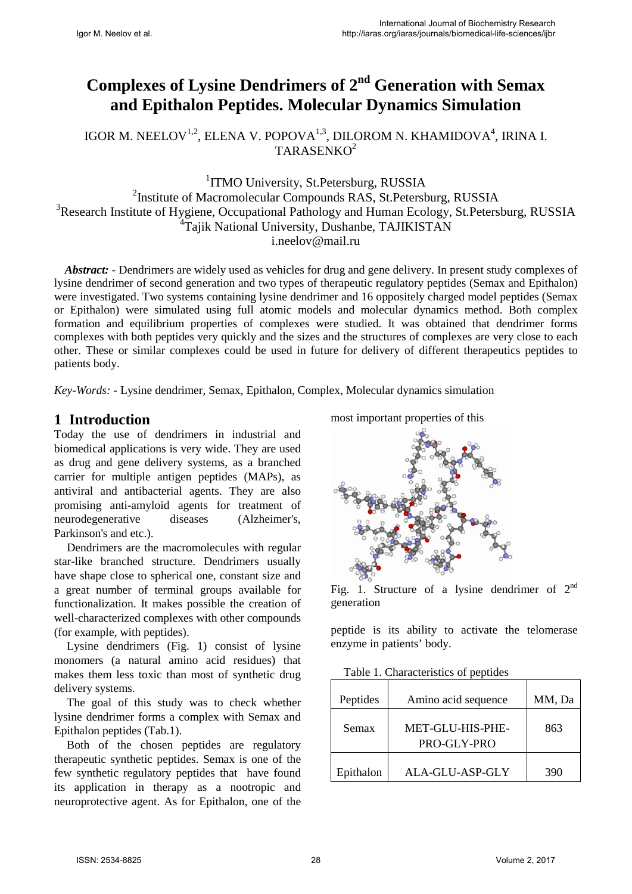# Complexes of Lysine Dendrimers of 2nd Generation with Semax and Epithalon Peptides. Molecular Dynamics Simulation

IGOR M. NEELOV[1,2], ELENA V. POPOVA[1,3], DILOROM N. KHAMIDOVA[4], IRINA I. TARASENKO[2]

[1]ITMO University, St.Petersburg, RUSSIA
[2]Institute of Macromolecular Compounds RAS, St.Petersburg, RUSSIA
[3]Research Institute of Hygiene, Occupational Pathology and Human Ecology, St.Petersburg, RUSSIA
[4]Tajik National University, Dushanbe, TAJIKISTAN
i.neelov@mail.ru

***Abstract:*** - Dendrimers are widely used as vehicles for drug and gene delivery. In present study complexes of lysine dendrimer of second generation and two types of therapeutic regulatory peptides (Semax and Epithalon) were investigated. Two systems containing lysine dendrimer and 16 oppositely charged model peptides (Semax or Epithalon) were simulated using full atomic models and molecular dynamics method. Both complex formation and equilibrium properties of complexes were studied. It was obtained that dendrimer forms complexes with both peptides very quickly and the sizes and the structures of complexes are very close to each other. These or similar complexes could be used in future for delivery of different therapeutics peptides to patients body.

*Key-Words:* - Lysine dendrimer, Semax, Epithalon, Complex, Molecular dynamics simulation

## 1 Introduction

Today the use of dendrimers in industrial and biomedical applications is very wide. They are used as drug and gene delivery systems, as a branched carrier for multiple antigen peptides (MAPs), as antiviral and antibacterial agents. They are also promising anti-amyloid agents for treatment of neurodegenerative diseases (Alzheimer's, Parkinson's and etc.).

Dendrimers are the macromolecules with regular star-like branched structure. Dendrimers usually have shape close to spherical one, constant size and a great number of terminal groups available for functionalization. It makes possible the creation of well-characterized complexes with other compounds (for example, with peptides).

Lysine dendrimers (Fig. 1) consist of lysine monomers (a natural amino acid residues) that makes them less toxic than most of synthetic drug delivery systems.

The goal of this study was to check whether lysine dendrimer forms a complex with Semax and Epithalon peptides (Tab.1).

Both of the chosen peptides are regulatory therapeutic synthetic peptides. Semax is one of the few synthetic regulatory peptides that have found its application in therapy as a nootropic and neuroprotective agent. As for Epithalon, one of the most important properties of this peptide is its ability to activate the telomerase enzyme in patients' body.

Fig. 1. Structure of a lysine dendrimer of 2nd generation

Table 1. Characteristics of peptides

| Peptides | Amino acid sequence | MM, Da |
|---|---|---|
| Semax | MET-GLU-HIS-PHE-PRO-GLY-PRO | 863 |
| Epithalon | ALA-GLU-ASP-GLY | 390 |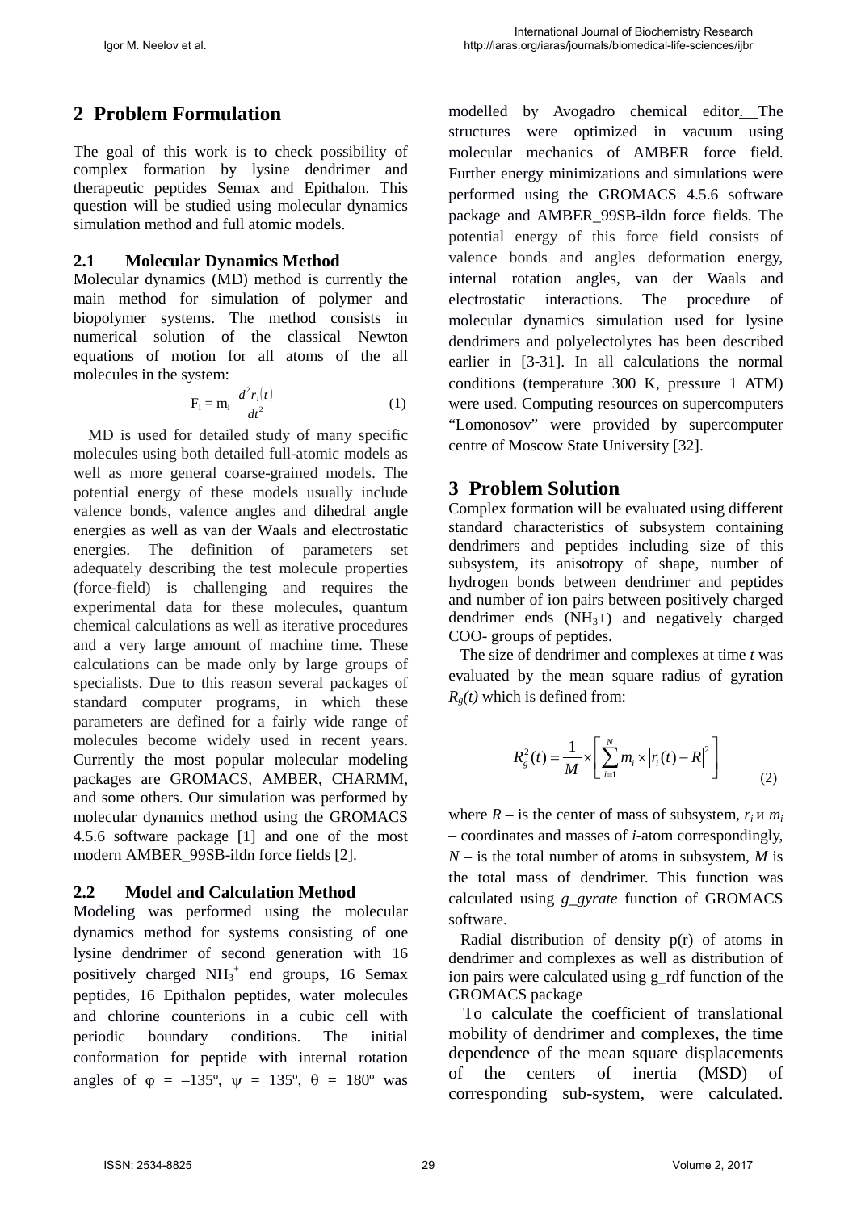## 2 Problem Formulation

The goal of this work is to check possibility of complex formation by lysine dendrimer and therapeutic peptides Semax and Epithalon. This question will be studied using molecular dynamics simulation method and full atomic models.

### 2.1 Molecular Dynamics Method

Molecular dynamics (MD) method is currently the main method for simulation of polymer and biopolymer systems. The method consists in numerical solution of the classical Newton equations of motion for all atoms of the all molecules in the system:

$$F_i = m_i \frac{d^2 r_i(t)}{dt^2} \quad (1)$$

MD is used for detailed study of many specific molecules using both detailed full-atomic models as well as more general coarse-grained models. The potential energy of these models usually include valence bonds, valence angles and dihedral angle energies as well as van der Waals and electrostatic energies. The definition of parameters set adequately describing the test molecule properties (force-field) is challenging and requires the experimental data for these molecules, quantum chemical calculations as well as iterative procedures and a very large amount of machine time. These calculations can be made only by large groups of specialists. Due to this reason several packages of standard computer programs, in which these parameters are defined for a fairly wide range of molecules become widely used in recent years. Currently the most popular molecular modeling packages are GROMACS, AMBER, CHARMM, and some others. Our simulation was performed by molecular dynamics method using the GROMACS 4.5.6 software package [1] and one of the most modern AMBER_99SB-ildn force fields [2].

### 2.2 Model and Calculation Method

Modeling was performed using the molecular dynamics method for systems consisting of one lysine dendrimer of second generation with 16 positively charged $NH_3^+$ end groups, 16 Semax peptides, 16 Epithalon peptides, water molecules and chlorine counterions in a cubic cell with periodic boundary conditions. The initial conformation for peptide with internal rotation angles of $\varphi = -135°$, $\psi = 135°$, $\theta = 180°$ was modelled by Avogadro chemical editor. The structures were optimized in vacuum using molecular mechanics of AMBER force field. Further energy minimizations and simulations were performed using the GROMACS 4.5.6 software package and AMBER_99SB-ildn force fields. The potential energy of this force field consists of valence bonds and angles deformation energy, internal rotation angles, van der Waals and electrostatic interactions. The procedure of molecular dynamics simulation used for lysine dendrimers and polyelectolytes has been described earlier in [3-31]. In all calculations the normal conditions (temperature 300 K, pressure 1 ATM) were used. Computing resources on supercomputers "Lomonosov" were provided by supercomputer centre of Moscow State University [32].

## 3 Problem Solution

Complex formation will be evaluated using different standard characteristics of subsystem containing dendrimers and peptides including size of this subsystem, its anisotropy of shape, number of hydrogen bonds between dendrimer and peptides and number of ion pairs between positively charged dendrimer ends ($NH_3$+) and negatively charged COO- groups of peptides.

The size of dendrimer and complexes at time *t* was evaluated by the mean square radius of gyration $R_g(t)$ which is defined from:

$$R_g^2(t) = \frac{1}{M} \times \left[ \sum_{i=1}^{N} m_i \times \left| r_i(t) - R \right|^2 \right] \quad (2)$$

where $R$ – is the center of mass of subsystem, $r_i$ и $m_i$ – coordinates and masses of *i*-atom correspondingly, $N$ – is the total number of atoms in subsystem, $M$ is the total mass of dendrimer. This function was calculated using *g_gyrate* function of GROMACS software.

Radial distribution of density p(r) of atoms in dendrimer and complexes as well as distribution of ion pairs were calculated using g_rdf function of the GROMACS package

To calculate the coefficient of translational mobility of dendrimer and complexes, the time dependence of the mean square displacements of the centers of inertia (MSD) of corresponding sub-system, were calculated.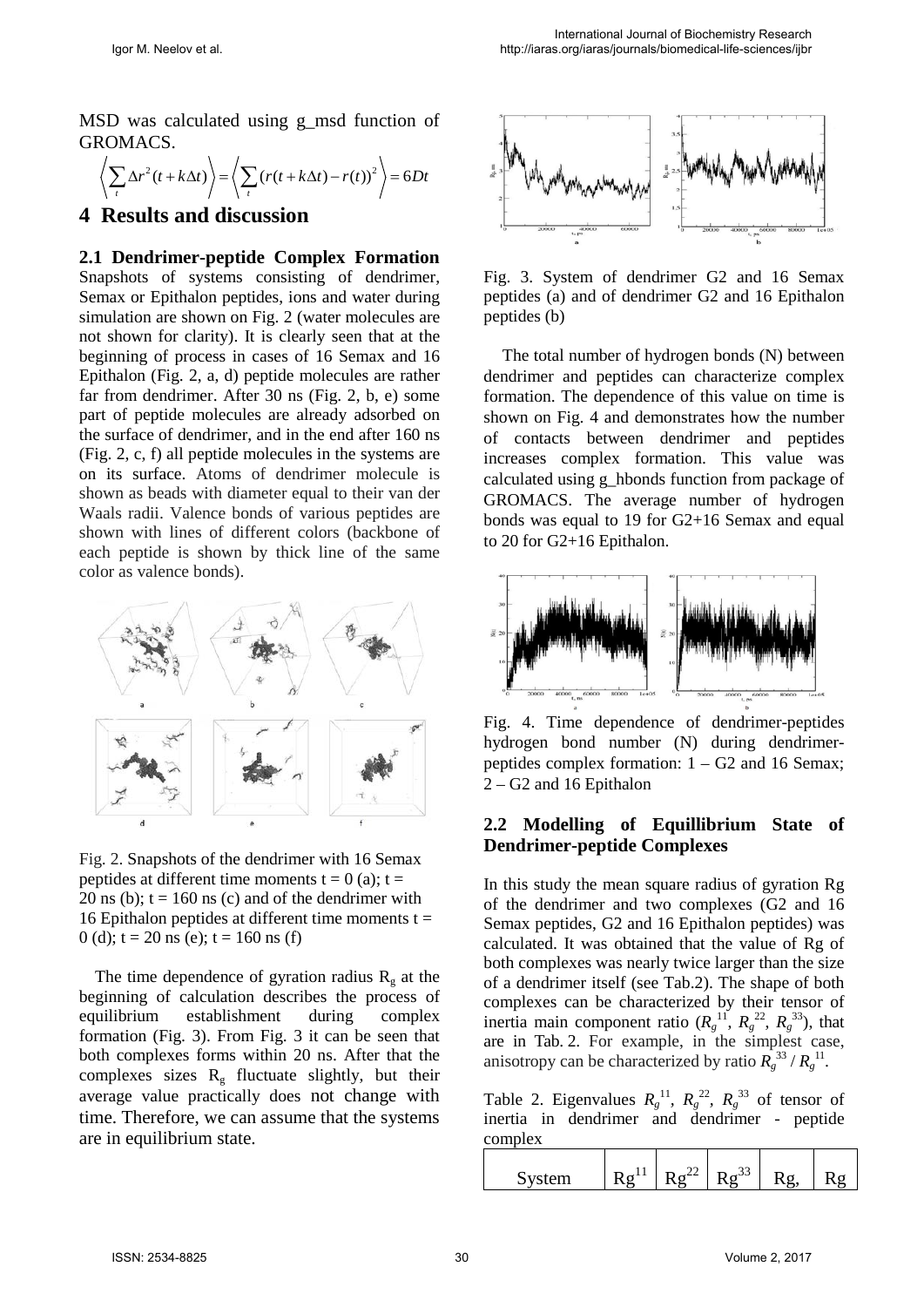MSD was calculated using g_msd function of GROMACS.

$$\left\langle \sum_t \Delta r^2(t+k\Delta t) \right\rangle = \left\langle \sum_t (r(t+k\Delta t) - r(t))^2 \right\rangle = 6Dt$$

# 4 Results and discussion

**2.1 Dendrimer-peptide Complex Formation** Snapshots of systems consisting of dendrimer, Semax or Epithalon peptides, ions and water during simulation are shown on Fig. 2 (water molecules are not shown for clarity). It is clearly seen that at the beginning of process in cases of 16 Semax and 16 Epithalon (Fig. 2, a, d) peptide molecules are rather far from dendrimer. After 30 ns (Fig. 2, b, e) some part of peptide molecules are already adsorbed on the surface of dendrimer, and in the end after 160 ns (Fig. 2, c, f) all peptide molecules in the systems are on its surface. Atoms of dendrimer molecule is shown as beads with diameter equal to their van der Waals radii. Valence bonds of various peptides are shown with lines of different colors (backbone of each peptide is shown by thick line of the same color as valence bonds).

Fig. 2. Snapshots of the dendrimer with 16 Semax peptides at different time moments t = 0 (a); t = 20 ns (b); t = 160 ns (c) and of the dendrimer with 16 Epithalon peptides at different time moments t = 0 (d); t = 20 ns (e); t = 160 ns (f)

The time dependence of gyration radius $R_g$ at the beginning of calculation describes the process of equilibrium establishment during complex formation (Fig. 3). From Fig. 3 it can be seen that both complexes forms within 20 ns. After that the complexes sizes $R_g$ fluctuate slightly, but their average value practically does not change with time. Therefore, we can assume that the systems are in equilibrium state.

Fig. 3. System of dendrimer G2 and 16 Semax peptides (a) and of dendrimer G2 and 16 Epithalon peptides (b)

The total number of hydrogen bonds (N) between dendrimer and peptides can characterize complex formation. The dependence of this value on time is shown on Fig. 4 and demonstrates how the number of contacts between dendrimer and peptides increases complex formation. This value was calculated using g_hbonds function from package of GROMACS. The average number of hydrogen bonds was equal to 19 for G2+16 Semax and equal to 20 for G2+16 Epithalon.

Fig. 4. Time dependence of dendrimer-peptides hydrogen bond number (N) during dendrimer-peptides complex formation: 1 – G2 and 16 Semax; 2 – G2 and 16 Epithalon

## 2.2 Modelling of Equillibrium State of Dendrimer-peptide Complexes

In this study the mean square radius of gyration Rg of the dendrimer and two complexes (G2 and 16 Semax peptides, G2 and 16 Epithalon peptides) was calculated. It was obtained that the value of Rg of both complexes was nearly twice larger than the size of a dendrimer itself (see Tab.2). The shape of both complexes can be characterized by their tensor of inertia main component ratio ($R_g^{11}$, $R_g^{22}$, $R_g^{33}$), that are in Tab. 2. For example, in the simplest case, anisotropy can be characterized by ratio $R_g^{33} / R_g^{11}$.

Table 2. Eigenvalues $R_g^{11}$, $R_g^{22}$, $R_g^{33}$ of tensor of inertia in dendrimer and dendrimer - peptide complex

| System | $Rg^{11}$ | $Rg^{22}$ | $Rg^{33}$ | Rg, | Rg |
|---|---|---|---|---|---|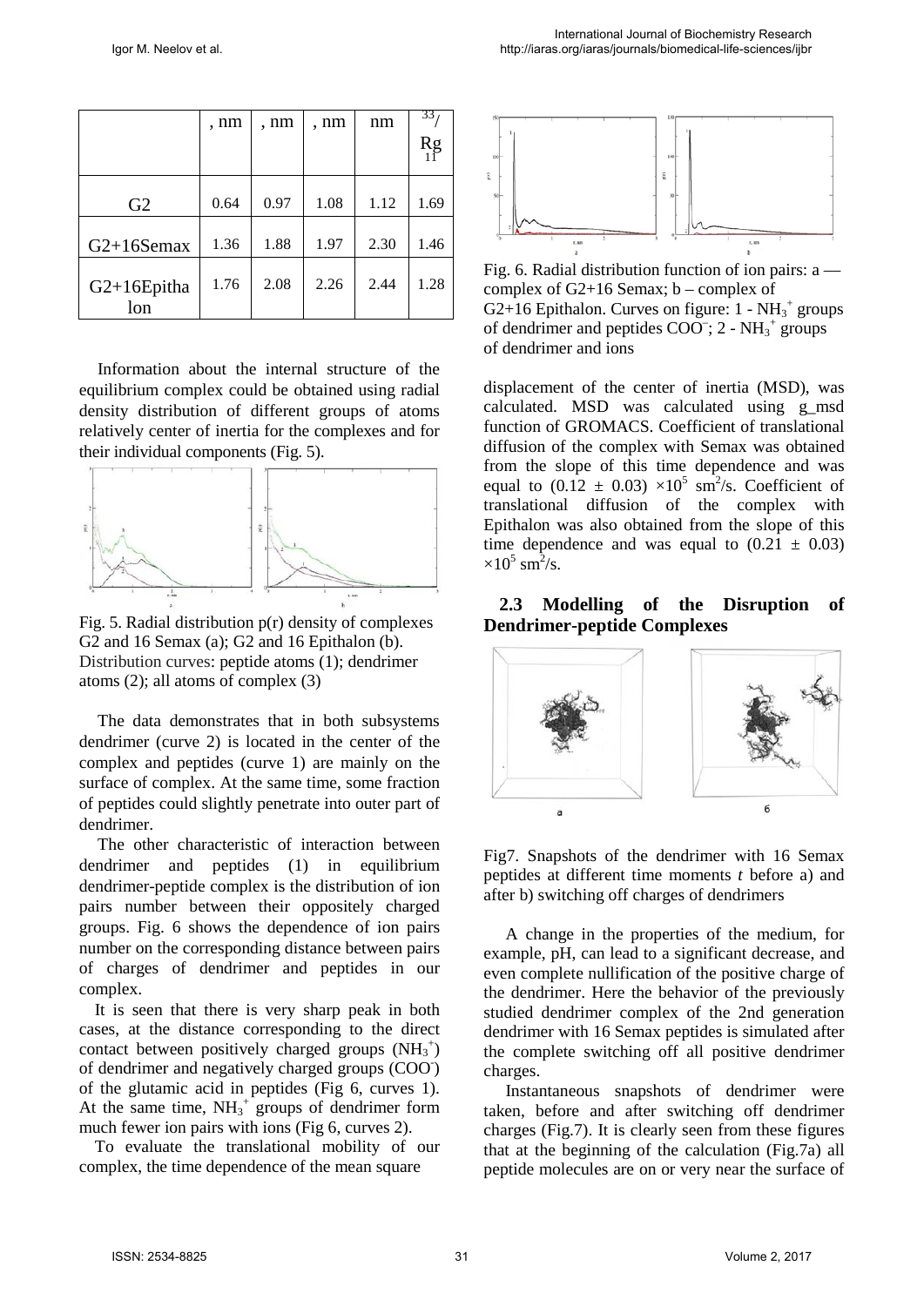| | , nm | , nm | , nm | nm | $^{33}/$ Rg $_{11}$ |
|---|---|---|---|---|---|
| G2 | 0.64 | 0.97 | 1.08 | 1.12 | 1.69 |
| G2+16Semax | 1.36 | 1.88 | 1.97 | 2.30 | 1.46 |
| G2+16Epithalon | 1.76 | 2.08 | 2.26 | 2.44 | 1.28 |

Information about the internal structure of the equilibrium complex could be obtained using radial density distribution of different groups of atoms relatively center of inertia for the complexes and for their individual components (Fig. 5).

Fig. 5. Radial distribution p(r) density of complexes G2 and 16 Semax (a); G2 and 16 Epithalon (b). Distribution curves: peptide atoms (1); dendrimer atoms (2); all atoms of complex (3)

The data demonstrates that in both subsystems dendrimer (curve 2) is located in the center of the complex and peptides (curve 1) are mainly on the surface of complex. At the same time, some fraction of peptides could slightly penetrate into outer part of dendrimer.

The other characteristic of interaction between dendrimer and peptides (1) in equilibrium dendrimer-peptide complex is the distribution of ion pairs number between their oppositely charged groups. Fig. 6 shows the dependence of ion pairs number on the corresponding distance between pairs of charges of dendrimer and peptides in our complex.

It is seen that there is very sharp peak in both cases, at the distance corresponding to the direct contact between positively charged groups ($NH_3^+$) of dendrimer and negatively charged groups ($COO^-$) of the glutamic acid in peptides (Fig 6, curves 1). At the same time, $NH_3^+$ groups of dendrimer form much fewer ion pairs with ions (Fig 6, curves 2).

To evaluate the translational mobility of our complex, the time dependence of the mean square

Fig. 6. Radial distribution function of ion pairs: a — complex of G2+16 Semax; b – complex of G2+16 Epithalon. Curves on figure: 1 - $NH_3^+$ groups of dendrimer and peptides $COO^-$; 2 - $NH_3^+$ groups of dendrimer and ions

displacement of the center of inertia (MSD), was calculated. MSD was calculated using g_msd function of GROMACS. Coefficient of translational diffusion of the complex with Semax was obtained from the slope of this time dependence and was equal to $(0.12 \pm 0.03) \times 10^5$ $sm^2/s$. Coefficient of translational diffusion of the complex with Epithalon was also obtained from the slope of this time dependence and was equal to $(0.21 \pm 0.03) \times 10^5$ $sm^2/s$.

## 2.3 Modelling of the Disruption of Dendrimer-peptide Complexes

Fig7. Snapshots of the dendrimer with 16 Semax peptides at different time moments *t* before a) and after b) switching off charges of dendrimers

A change in the properties of the medium, for example, pH, can lead to a significant decrease, and even complete nullification of the positive charge of the dendrimer. Here the behavior of the previously studied dendrimer complex of the 2nd generation dendrimer with 16 Semax peptides is simulated after the complete switching off all positive dendrimer charges.

Instantaneous snapshots of dendrimer were taken, before and after switching off dendrimer charges (Fig.7). It is clearly seen from these figures that at the beginning of the calculation (Fig.7a) all peptide molecules are on or very near the surface of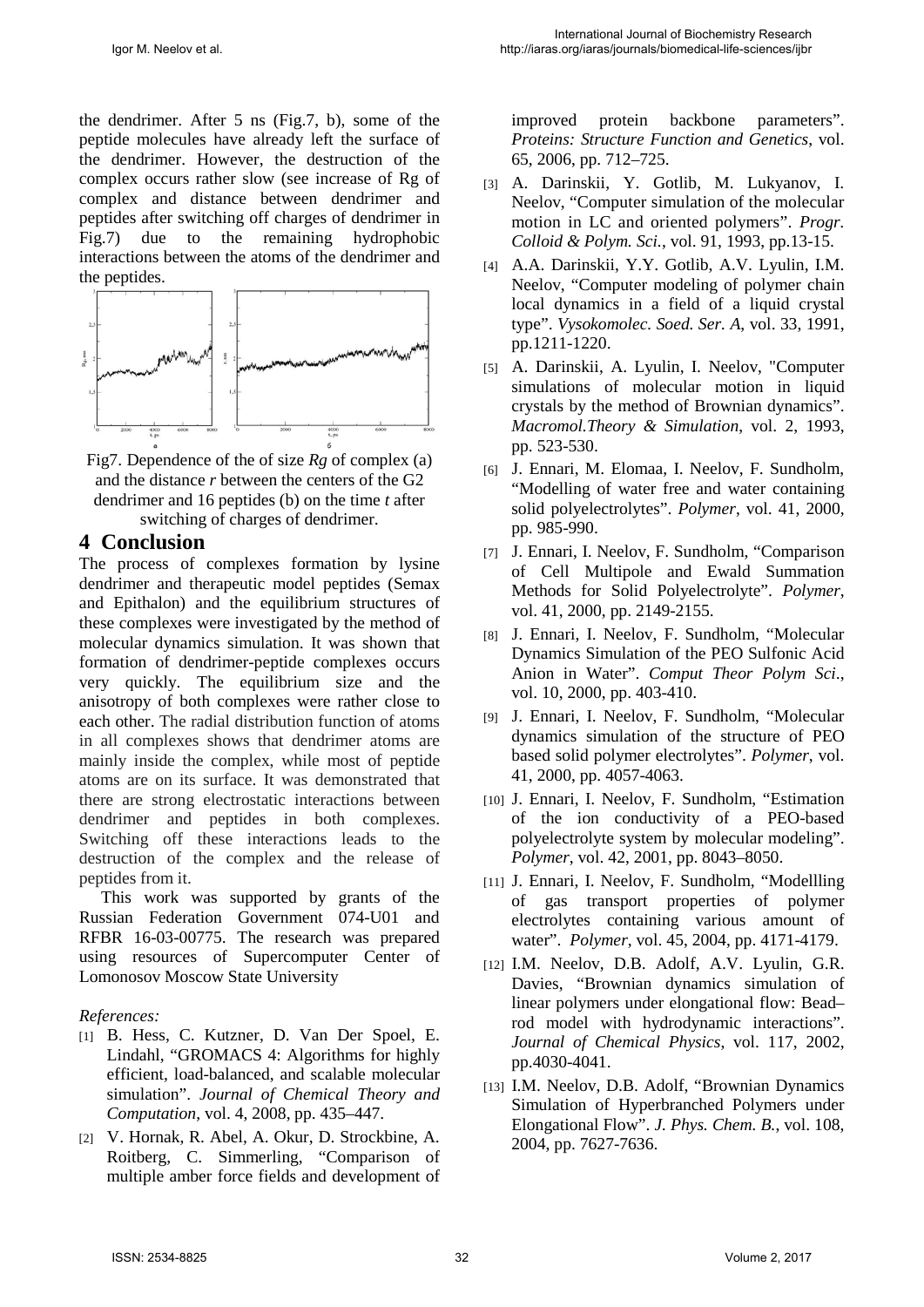the dendrimer. After 5 ns (Fig.7, b), some of the peptide molecules have already left the surface of the dendrimer. However, the destruction of the complex occurs rather slow (see increase of Rg of complex and distance between dendrimer and peptides after switching off charges of dendrimer in Fig.7) due to the remaining hydrophobic interactions between the atoms of the dendrimer and the peptides.

Fig7. Dependence of the of size *Rg* of complex (a) and the distance *r* between the centers of the G2 dendrimer and 16 peptides (b) on the time *t* after switching of charges of dendrimer.

## 4 Conclusion

The process of complexes formation by lysine dendrimer and therapeutic model peptides (Semax and Epithalon) and the equilibrium structures of these complexes were investigated by the method of molecular dynamics simulation. It was shown that formation of dendrimer-peptide complexes occurs very quickly. The equilibrium size and the anisotropy of both complexes were rather close to each other. The radial distribution function of atoms in all complexes shows that dendrimer atoms are mainly inside the complex, while most of peptide atoms are on its surface. It was demonstrated that there are strong electrostatic interactions between dendrimer and peptides in both complexes. Switching off these interactions leads to the destruction of the complex and the release of peptides from it.

This work was supported by grants of the Russian Federation Government 074-U01 and RFBR 16-03-00775. The research was prepared using resources of Supercomputer Center of Lomonosov Moscow State University

*References:*

[1] B. Hess, C. Kutzner, D. Van Der Spoel, E. Lindahl, "GROMACS 4: Algorithms for highly efficient, load-balanced, and scalable molecular simulation". *Journal of Chemical Theory and Computation*, vol. 4, 2008, pp. 435–447.

[2] V. Hornak, R. Abel, A. Okur, D. Strockbine, A. Roitberg, C. Simmerling, "Comparison of multiple amber force fields and development of improved protein backbone parameters". *Proteins: Structure Function and Genetics*, vol. 65, 2006, pp. 712–725.

[3] A. Darinskii, Y. Gotlib, M. Lukyanov, I. Neelov, "Computer simulation of the molecular motion in LC and oriented polymers". *Progr. Colloid & Polym. Sci.*, vol. 91, 1993, pp.13-15.

[4] A.A. Darinskii, Y.Y. Gotlib, A.V. Lyulin, I.M. Neelov, "Computer modeling of polymer chain local dynamics in a field of a liquid crystal type". *Vysokomolec. Soed. Ser. A*, vol. 33, 1991, pp.1211-1220.

[5] A. Darinskii, A. Lyulin, I. Neelov, "Computer simulations of molecular motion in liquid crystals by the method of Brownian dynamics". *Macromol.Theory & Simulation*, vol. 2, 1993, pp. 523-530.

[6] J. Ennari, M. Elomaa, I. Neelov, F. Sundholm, "Modelling of water free and water containing solid polyelectrolytes". *Polymer*, vol. 41, 2000, pp. 985-990.

[7] J. Ennari, I. Neelov, F. Sundholm, "Comparison of Cell Multipole and Ewald Summation Methods for Solid Polyelectrolyte". *Polymer*, vol. 41, 2000, pp. 2149-2155.

[8] J. Ennari, I. Neelov, F. Sundholm, "Molecular Dynamics Simulation of the PEO Sulfonic Acid Anion in Water". *Comput Theor Polym Sci*., vol. 10, 2000, pp. 403-410.

[9] J. Ennari, I. Neelov, F. Sundholm, "Molecular dynamics simulation of the structure of PEO based solid polymer electrolytes". *Polymer*, vol. 41, 2000, pp. 4057-4063.

[10] J. Ennari, I. Neelov, F. Sundholm, "Estimation of the ion conductivity of a PEO-based polyelectrolyte system by molecular modeling". *Polymer*, vol. 42, 2001, pp. 8043–8050.

[11] J. Ennari, I. Neelov, F. Sundholm, "Modellling of gas transport properties of polymer electrolytes containing various amount of water". *Polymer*, vol. 45, 2004, pp. 4171-4179.

[12] I.M. Neelov, D.B. Adolf, A.V. Lyulin, G.R. Davies, "Brownian dynamics simulation of linear polymers under elongational flow: Bead–rod model with hydrodynamic interactions". *Journal of Chemical Physics*, vol. 117, 2002, pp.4030-4041.

[13] I.M. Neelov, D.B. Adolf, "Brownian Dynamics Simulation of Hyperbranched Polymers under Elongational Flow". *J. Phys. Chem. B.*, vol. 108, 2004, pp. 7627-7636.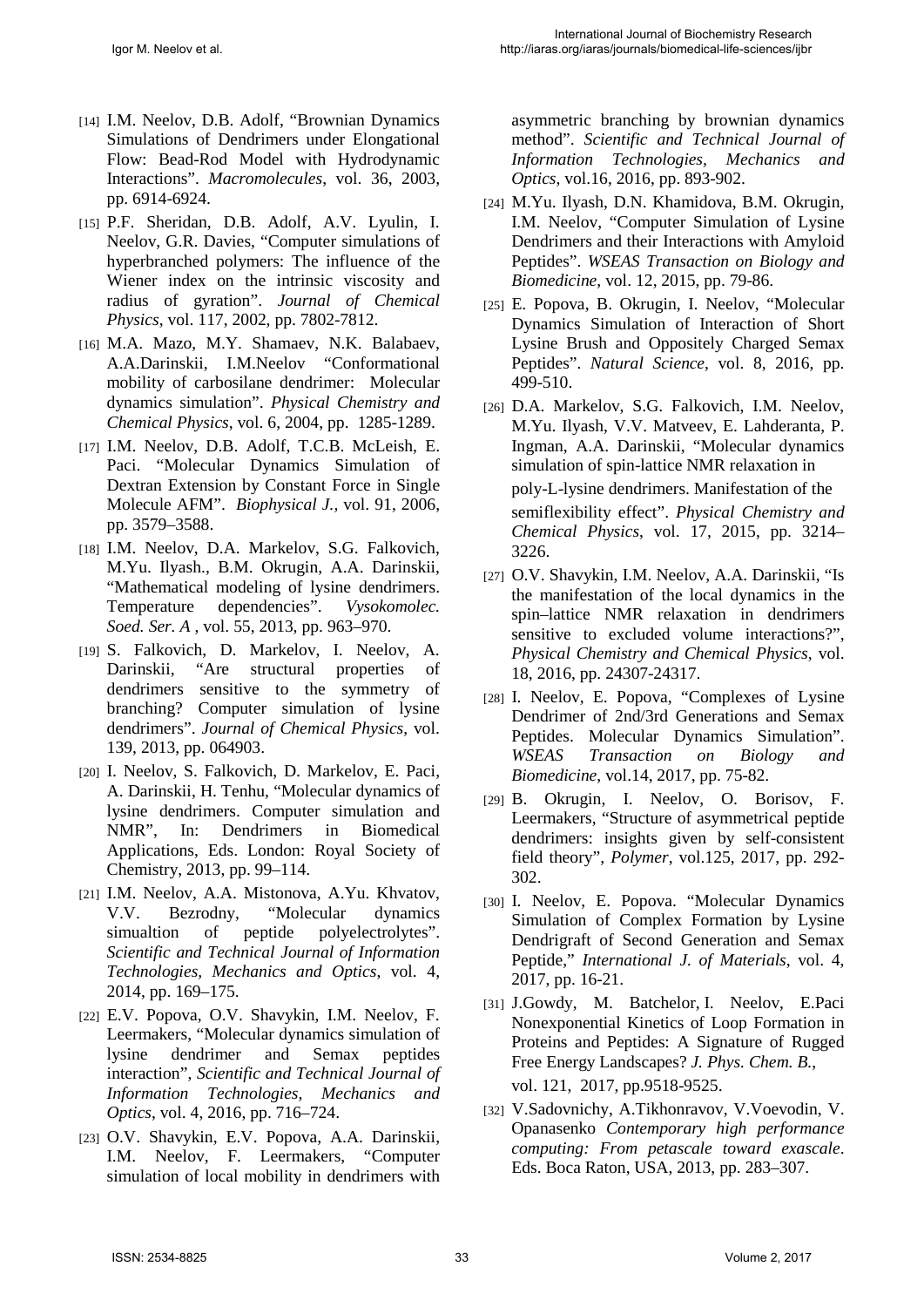[14] I.M. Neelov, D.B. Adolf, "Brownian Dynamics Simulations of Dendrimers under Elongational Flow: Bead-Rod Model with Hydrodynamic Interactions". *Macromolecules*, vol. 36, 2003, pp. 6914-6924.

[15] P.F. Sheridan, D.B. Adolf, A.V. Lyulin, I. Neelov, G.R. Davies, "Computer simulations of hyperbranched polymers: The influence of the Wiener index on the intrinsic viscosity and radius of gyration". *Journal of Chemical Physics*, vol. 117, 2002, pp. 7802-7812.

[16] M.A. Mazo, M.Y. Shamaev, N.K. Balabaev, A.A.Darinskii, I.M.Neelov "Conformational mobility of carbosilane dendrimer: Molecular dynamics simulation". *Physical Chemistry and Chemical Physics*, vol. 6, 2004, pp. 1285-1289.

[17] I.M. Neelov, D.B. Adolf, T.C.B. McLeish, E. Paci. "Molecular Dynamics Simulation of Dextran Extension by Constant Force in Single Molecule AFM". *Biophysical J.*, vol. 91, 2006, pp. 3579–3588.

[18] I.M. Neelov, D.A. Markelov, S.G. Falkovich, M.Yu. Ilyash., B.M. Okrugin, A.A. Darinskii, "Mathematical modeling of lysine dendrimers. Temperature dependencies". *Vysokomolec. Soed. Ser. A* , vol. 55, 2013, pp. 963–970.

[19] S. Falkovich, D. Markelov, I. Neelov, A. Darinskii, "Are structural properties of dendrimers sensitive to the symmetry of branching? Computer simulation of lysine dendrimers". *Journal of Chemical Physics*, vol. 139, 2013, pp. 064903.

[20] I. Neelov, S. Falkovich, D. Markelov, E. Paci, A. Darinskii, H. Tenhu, "Molecular dynamics of lysine dendrimers. Computer simulation and NMR", In: Dendrimers in Biomedical Applications, Eds. London: Royal Society of Chemistry, 2013, pp. 99–114.

[21] I.M. Neelov, A.A. Mistonova, A.Yu. Khvatov, V.V. Bezrodny, "Molecular dynamics simualtion of peptide polyelectrolytes". *Scientific and Technical Journal of Information Technologies, Mechanics and Optics*, vol. 4, 2014, pp. 169–175.

[22] E.V. Popova, O.V. Shavykin, I.M. Neelov, F. Leermakers, "Molecular dynamics simulation of lysine dendrimer and Semax peptides interaction", *Scientific and Technical Journal of Information Technologies, Mechanics and Optics*, vol. 4, 2016, pp. 716–724.

[23] O.V. Shavykin, E.V. Popova, A.A. Darinskii, I.M. Neelov, F. Leermakers, "Computer simulation of local mobility in dendrimers with asymmetric branching by brownian dynamics method". *Scientific and Technical Journal of Information Technologies, Mechanics and Optics*, vol.16, 2016, pp. 893-902.

[24] M.Yu. Ilyash, D.N. Khamidova, B.M. Okrugin, I.M. Neelov, "Computer Simulation of Lysine Dendrimers and their Interactions with Amyloid Peptides". *WSEAS Transaction on Biology and Biomedicine*, vol. 12, 2015, pp. 79-86.

[25] E. Popova, B. Okrugin, I. Neelov, "Molecular Dynamics Simulation of Interaction of Short Lysine Brush and Oppositely Charged Semax Peptides". *Natural Science*, vol. 8, 2016, pp. 499-510.

[26] D.A. Markelov, S.G. Falkovich, I.M. Neelov, M.Yu. Ilyash, V.V. Matveev, E. Lahderanta, P. Ingman, A.A. Darinskii, "Molecular dynamics simulation of spin-lattice NMR relaxation in poly-L-lysine dendrimers. Manifestation of the semiflexibility effect". *Physical Chemistry and Chemical Physics*, vol. 17, 2015, pp. 3214–3226.

[27] O.V. Shavykin, I.M. Neelov, A.A. Darinskii, "Is the manifestation of the local dynamics in the spin–lattice NMR relaxation in dendrimers sensitive to excluded volume interactions?", *Physical Chemistry and Chemical Physics*, vol. 18, 2016, pp. 24307-24317.

[28] I. Neelov, E. Popova, "Complexes of Lysine Dendrimer of 2nd/3rd Generations and Semax Peptides. Molecular Dynamics Simulation". *WSEAS Transaction on Biology and Biomedicine*, vol.14, 2017, pp. 75-82.

[29] B. Okrugin, I. Neelov, O. Borisov, F. Leermakers, "Structure of asymmetrical peptide dendrimers: insights given by self-consistent field theory", *Polymer*, vol.125, 2017, pp. 292-302.

[30] I. Neelov, E. Popova. "Molecular Dynamics Simulation of Complex Formation by Lysine Dendrigraft of Second Generation and Semax Peptide," *International J. of Materials*, vol. 4, 2017, pp. 16-21.

[31] J.Gowdy, M. Batchelor, I. Neelov, E.Paci Nonexponential Kinetics of Loop Formation in Proteins and Peptides: A Signature of Rugged Free Energy Landscapes? *J. Phys. Chem. B.*, vol. 121, 2017, pp.9518-9525.

[32] V.Sadovnichy, A.Tikhonravov, V.Voevodin, V. Opanasenko *Contemporary high performance computing: From petascale toward exascale*. Eds. Boca Raton, USA, 2013, pp. 283–307.